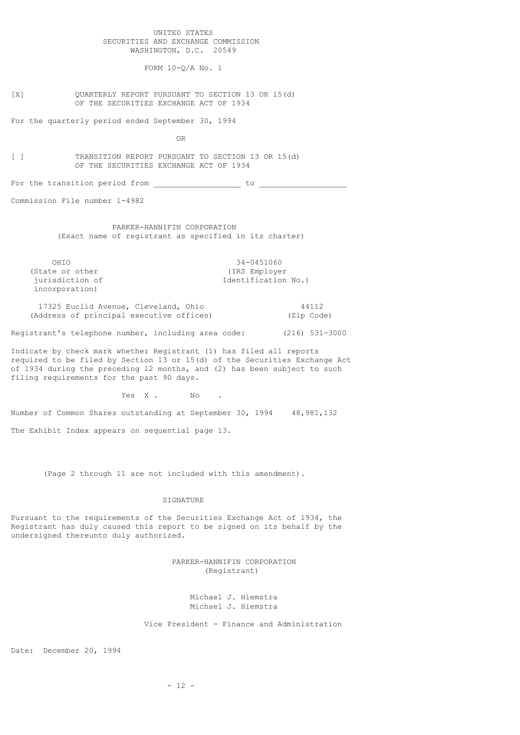UNITED STATES
SECURITIES AND EXCHANGE COMMISSION
WASHINGTON, D.C. 20549

FORM 10-Q/A No. 1

[X] QUARTERLY REPORT PURSUANT TO SECTION 13 OR 15(d) OF THE SECURITIES EXCHANGE ACT OF 1934

For the quarterly period ended September 30, 1994

OR

[ ] TRANSITION REPORT PURSUANT TO SECTION 13 OR 15(d) OF THE SECURITIES EXCHANGE ACT OF 1934

For the transition period from __________________ to __________________

Commission File number 1-4982

PARKER-HANNIFIN CORPORATION
(Exact name of registrant as specified in its charter)

| OHIO | 34-0451060 |
|---|---|
| (State or other jurisdiction of incorporation) | (IRS Employer Identification No.) |

| 17325 Euclid Avenue, Cleveland, Ohio | 44112 |
|---|---|
| (Address of principal executive offices) | (Zip Code) |

Registrant's telephone number, including area code: (216) 531-3000

Indicate by check mark whether Registrant (1) has filed all reports required to be filed by Section 13 or 15(d) of the Securities Exchange Act of 1934 during the preceding 12 months, and (2) has been subject to such filing requirements for the past 90 days.

Yes X . No .

Number of Common Shares outstanding at September 30, 1994 48,981,132

The Exhibit Index appears on sequential page 13.

(Page 2 through 11 are not included with this amendment).

SIGNATURE

Pursuant to the requirements of the Securities Exchange Act of 1934, the Registrant has duly caused this report to be signed on its behalf by the undersigned thereunto duly authorized.

PARKER-HANNIFIN CORPORATION
(Registrant)

Michael J. Hiemstra
Michael J. Hiemstra

Vice President - Finance and Administration

Date: December 20, 1994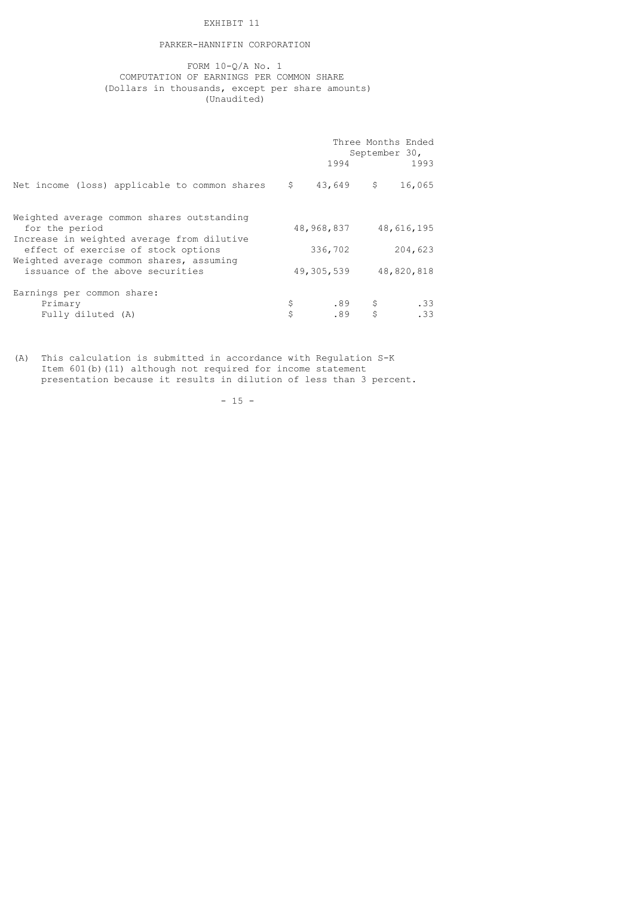EXHIBIT 11

PARKER-HANNIFIN CORPORATION

FORM 10-Q/A No. 1
COMPUTATION OF EARNINGS PER COMMON SHARE
(Dollars in thousands, except per share amounts)
(Unaudited)

| | Three Months Ended September 30, | |
|---|---|---|
| | 1994 | 1993 |
| Net income (loss) applicable to common shares | $ 43,649 | $ 16,065 |
| Weighted average common shares outstanding for the period | 48,968,837 | 48,616,195 |
| Increase in weighted average from dilutive effect of exercise of stock options | 336,702 | 204,623 |
| Weighted average common shares, assuming issuance of the above securities | 49,305,539 | 48,820,818 |
| Earnings per common share: | | |
| Primary | $ .89 | $ .33 |
| Fully diluted (A) | $ .89 | $ .33 |

(A) This calculation is submitted in accordance with Regulation S-K Item 601(b)(11) although not required for income statement presentation because it results in dilution of less than 3 percent.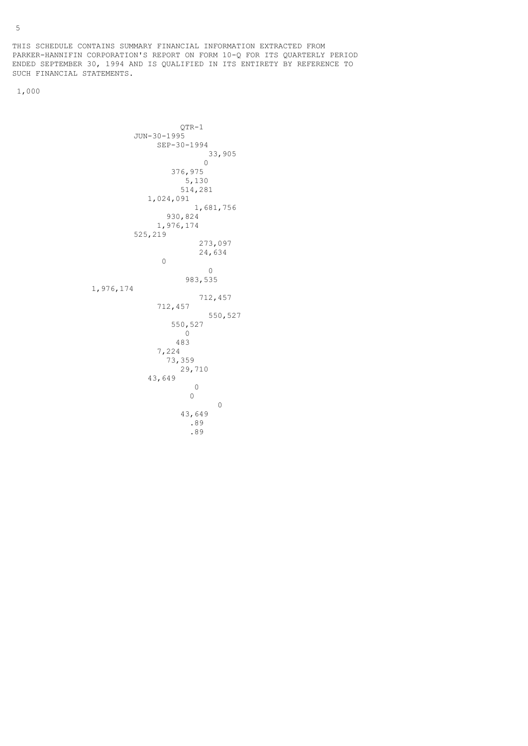THIS SCHEDULE CONTAINS SUMMARY FINANCIAL INFORMATION EXTRACTED FROM PARKER-HANNIFIN CORPORATION'S REPORT ON FORM 10-Q FOR ITS QUARTERLY PERIOD ENDED SEPTEMBER 30, 1994 AND IS QUALIFIED IN ITS ENTIRETY BY REFERENCE TO SUCH FINANCIAL STATEMENTS.

1,000

QTR-1
JUN-30-1995
SEP-30-1994
33,905
0
376,975
5,130
514,281
1,024,091
1,681,756
930,824
1,976,174
525,219
273,097
24,634
0
0
983,535
1,976,174
712,457
712,457
550,527
550,527
0
483
7,224
73,359
29,710
43,649
0
0
0
43,649
.89
.89